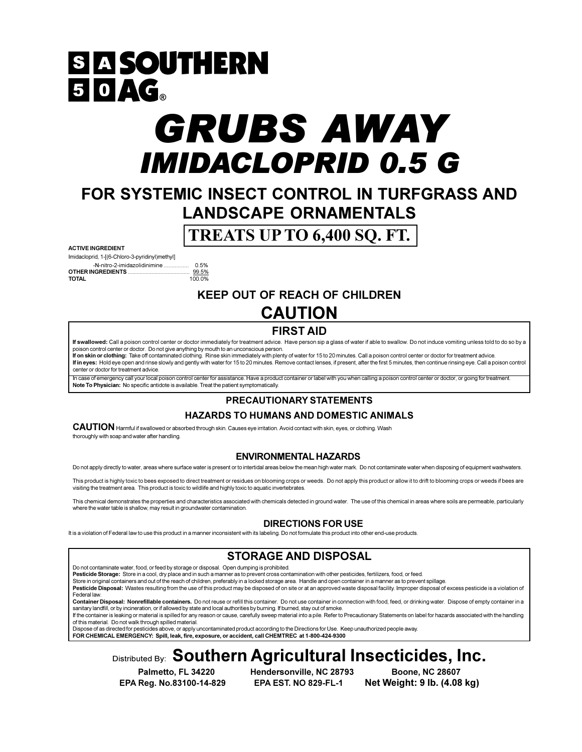# SOUTHERN AG®

# *GRUBS AWAY*
# *IMIDACLOPRID 0.5 G*

## FOR SYSTEMIC INSECT CONTROL IN TURFGRASS AND LANDSCAPE ORNAMENTALS

**TREATS UP TO 6,400 SQ. FT.**

| **ACTIVE INGREDIENT** | |
|---|---|
| Imidacloprid, 1-[(6-Chloro-3-pyridinyl)methyl]-N-nitro-2-imidazolidinimine | 0.5% |
| **OTHER INGREDIENTS** | 99.5% |
| **TOTAL** | 100.0% |

**KEEP OUT OF REACH OF CHILDREN**

## CAUTION

### FIRST AID

**If swallowed:** Call a poison control center or doctor immediately for treatment advice. Have person sip a glass of water if able to swallow. Do not induce vomiting unless told to do so by a poison control center or doctor. Do not give anything by mouth to an unconscious person.
**If on skin or clothing:** Take off contaminated clothing. Rinse skin immediately with plenty of water for 15 to 20 minutes. Call a poison control center or doctor for treatment advice.
**If in eyes:** Hold eye open and rinse slowly and gently with water for 15 to 20 minutes. Remove contact lenses, if present, after the first 5 minutes, then continue rinsing eye. Call a poison control center or doctor for treatment advice.

In case of emergency call your local poison control center for assistance. Have a product container or label with you when calling a poison control center or doctor, or going for treatment.
**Note To Physician:** No specific antidote is available. Treat the patient symptomatically.

### PRECAUTIONARY STATEMENTS

### HAZARDS TO HUMANS AND DOMESTIC ANIMALS

**CAUTION** Harmful if swallowed or absorbed through skin. Causes eye irritation. Avoid contact with skin, eyes, or clothing. Wash thoroughly with soap and water after handling.

### ENVIRONMENTAL HAZARDS

Do not apply directly to water, areas where surface water is present or to intertidal areas below the mean high water mark. Do not contaminate water when disposing of equipment washwaters.

This product is highly toxic to bees exposed to direct treatment or residues on blooming crops or weeds. Do not apply this product or allow it to drift to blooming crops or weeds if bees are visiting the treatment area. This product is toxic to wildlife and highly toxic to aquatic invertebrates.

This chemical demonstrates the properties and characteristics associated with chemicals detected in ground water. The use of this chemical in areas where soils are permeable, particularly where the water table is shallow, may result in groundwater contamination.

### DIRECTIONS FOR USE

It is a violation of Federal law to use this product in a manner inconsistent with its labeling. Do not formulate this product into other end-use products.

### STORAGE AND DISPOSAL

Do not contaminate water, food, or feed by storage or disposal. Open dumping is prohibited.
**Pesticide Storage:** Store in a cool, dry place and in such a manner as to prevent cross contamination with other pesticides, fertilizers, food, or feed.
Store in original containers and out of the reach of children, preferably in a locked storage area. Handle and open container in a manner as to prevent spillage.
**Pesticide Disposal:** Wastes resulting from the use of this product may be disposed of on site or at an approved waste disposal facility. Improper disposal of excess pesticide is a violation of Federal law.
**Container Disposal: Nonrefillable containers.** Do not reuse or refill this container. Do not use container in connection with food, feed, or drinking water. Dispose of empty container in a sanitary landfill, or by incineration, or if allowed by state and local authorities by burning. If burned, stay out of smoke.
If the container is leaking or material is spilled for any reason or cause, carefully sweep material into a pile. Refer to Precautionary Statements on label for hazards associated with the handling of this material. Do not walk through spilled material.
Dispose of as directed for pesticides above, or apply uncontaminated product according to the Directions for Use. Keep unauthorized people away.
**FOR CHEMICAL EMERGENCY: Spill, leak, fire, exposure, or accident, call CHEMTREC at 1-800-424-9300**

Distributed By: **Southern Agricultural Insecticides, Inc.**

**Palmetto, FL 34220** | **Hendersonville, NC 28793** | **Boone, NC 28607**

**EPA Reg. No.83100-14-829** | **EPA EST. NO 829-FL-1** | **Net Weight: 9 lb. (4.08 kg)**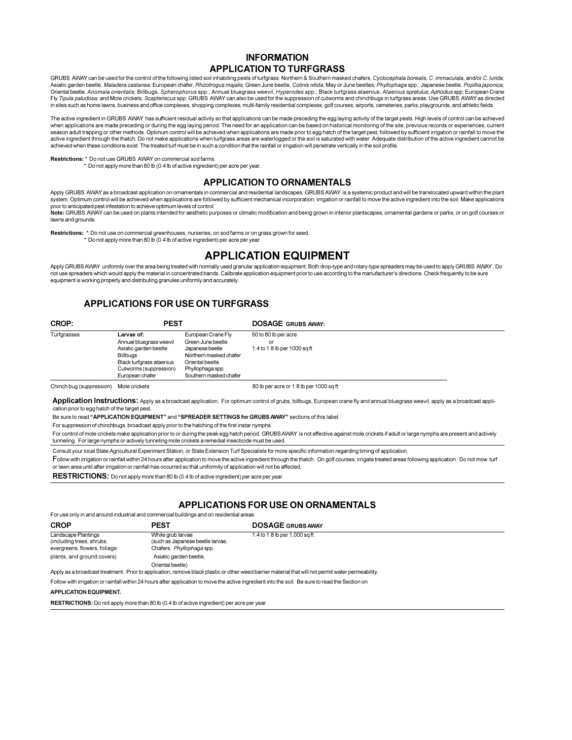# INFORMATION

## APPLICATION TO TURFGRASS

GRUBS AWAY can be used for the control of the following listed soil inhabiting pests of turfgrass: Northern & Southern masked chafers, *Cyclocephala borealis, C. immaculata,* and/or *C. lurida;* Asiatic garden beetle, *Maladera castanea;* European chafer, *Rhizotrogus majalis;* Green June beetle, *Cotinis nitida;* May or June beetles, *Phyllophaga* spp.; Japanese beetle, *Popillia japonica;* Oriental beetle, *Anomala orientalis;* Billbugs, *Spherophorus* spp.; Annual bluegrass weevil, *Hyperodes* spp.; Black turfgrass ataenius, *Ataenius spretulus; Aphodius* spp; European Crane Fly *Tipula paludosa;* and Mole crickets, *Scapteriscus* spp. GRUBS AWAY can also be used for the suppression of cutworms and chinchbugs in turfgrass areas. Use GRUBS AWAY as directed in sites such as home lawns, business and office complexes, shopping complexes, multi-family residential complexes, golf courses, airports, cemeteries, parks, playgrounds, and athletic fields.

The active ingredient in GRUBS AWAY has sufficient residual activity so that applications can be made preceding the egg laying activity of the target pests. High levels of control can be achieved when applications are made preceding or during the egg laying period. The need for an application can be based on historical monitoring of the site, previous records or experiences, current season adult trapping or other methods. Optimum control will be achieved when applications are made prior to egg hatch of the target pest, followed by sufficient irrigation or rainfall to move the active ingredient through the thatch. Do not make applications when turfgrass areas are waterlogged or the soil is saturated with water. Adequate distribution of the active ingredient cannot be achieved when these conditions exist. The treated turf must be in such a condition that the rainfall or irrigation will penetrate vertically in the soil profile.

**Restrictions:** * Do not use GRUBS AWAY on commercial sod farms.
* Do not apply more than 80 lb (0.4 lb of active ingredient) per acre per year.

## APPLICATION TO ORNAMENTALS

Apply GRUBS AWAY as a broadcast application on ornamentals in commercial and residential landscapes. GRUBS AWAY is a systemic product and will be translocated upward within the plant system. Optimum control will be achieved when applications are followed by sufficient mechanical incorporation, irrigation or rainfall to move the active ingredient into the soil. Make applications prior to anticipated pest infestation to achieve optimum levels of control.

**Note:** GRUBS AWAY can be used on plants intended for aesthetic purposes or climatic modification and being grown in interior plantscapes, ornamental gardens or parks, or on golf courses or lawns and grounds.

**Restrictions:** * Do not use on commercial greenhouses, nurseries, on sod farms or on grass grown for seed.
* Do not apply more than 80 lb (0.4 lb of active ingredient) per acre per year.

# APPLICATION EQUIPMENT

Apply GRUBS AWAY uniformly over the area being treated with normally used granular application equipment. Both drop-type and rotary-type spreaders may be used to apply GRUBS AWAY. Do not use spreaders which would apply the material in concentrated bands. Calibrate application equipment prior to use according to the manufacturer's directions. Check frequently to be sure equipment is working properly and distributing granules uniformly and accurately.

## APPLICATIONS FOR USE ON TURFGRASS

| CROP: | PEST | | DOSAGE GRUBS AWAY: |
|---|---|---|---|
| Turfgrasses | **Larvae of:**<br>Annual bluegrass weevil<br>Asiatic garden beetle<br>Billbugs<br>Black turfgrass ataenius<br>Cutworms (suppression)<br>European chafer | European Crane Fly<br>Green June beetle<br>Japanese beetle<br>Northern masked chafer<br>Oriental beetle<br>Phyllophaga spp.<br>Southern masked chafer | 60 to 80 lb per acre<br>or<br>1.4 to 1.8 lb per 1000 sq ft |
| Chinch bug (suppression) | Mole crickets | | 80 lb per acre or 1.8 lb per 1000 sq ft |

**Application Instructions:** Apply as a broadcast application. For optimum control of grubs, billbugs, European crane fly and annual bluegrass weevil, apply as a broadcast application prior to egg hatch of the target pest.

Be sure to read **"APPLICATION EQUIPMENT"** and **"SPREADER SETTINGS for GRUBS AWAY"** sections of this label.

For suppression of chinchbugs, broadcast apply prior to the hatching of the first instar nymphs.

For control of mole crickets make application prior to or during the peak egg hatch period. GRUBS AWAY is not effective against mole crickets if adult or large nymphs are present and actively tunneling. For large nymphs or actively tunneling mole crickets a remedial insecticide must be used.

Consult your local State Agricultural Experiment Station, or State Extension Turf Specialists for more specific information regarding timing of application.

Follow with irrigation or rainfall within 24 hours after application to move the active ingredient through the thatch. On golf courses, irrigate treated areas following application. Do not mow turf or lawn area until after irrigation or rainfall has occurred so that uniformity of application will not be affected.

**RESTRICTIONS:** Do not apply more than 80 lb (0.4 lb of active ingredient) per acre per year.

## APPLICATIONS FOR USE ON ORNAMENTALS

For use only in and around industrial and commercial buildings and on residential areas.

| CROP | PEST | DOSAGE GRUBS AWAY |
|---|---|---|
| Landscape Plantings (including trees, shrubs, evergreens, flowers, foliage plants, and ground covers) | White grub larvae (such as Japanese beetle larvae, Chafers, *Phyllophaga* spp. Asiatic garden beetle, Oriental beetle) | 1.4 to 1.8 lb per 1,000 sq ft |

Apply as a broadcast treatment. Prior to application, remove black plastic or other weed barrier material that will not permit water permeability.

Follow with irrigation or rainfall within 24 hours after application to move the active ingredient into the soil. Be sure to read the Section on

**APPLICATION EQUIPMENT.**

**RESTRICTIONS:** Do not apply more than 80 lb (0.4 lb of active ingredient) per acre per year.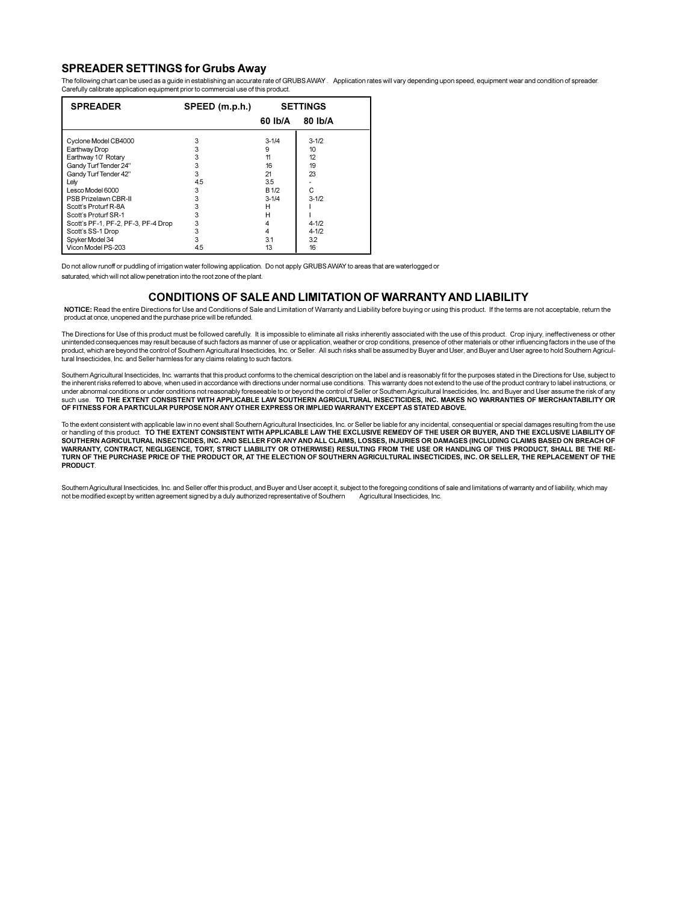## SPREADER SETTINGS for Grubs Away

The following chart can be used as a guide in establishing an accurate rate of GRUBS AWAY . Application rates will vary depending upon speed, equipment wear and condition of spreader. Carefully calibrate application equipment prior to commercial use of this product.

| SPREADER | SPEED (m.p.h.) | SETTINGS | |
|---|---|---|---|
| | | 60 lb/A | 80 lb/A |
| Cyclone Model CB4000 | 3 | 3-1/4 | 3-1/2 |
| Earthway Drop | 3 | 9 | 10 |
| Earthway 10' Rotary | 3 | 11 | 12 |
| Gandy Turf Tender 24" | 3 | 16 | 19 |
| Gandy Turf Tender 42" | 3 | 21 | 23 |
| Lely | 4.5 | 3.5 | - |
| Lesco Model 6000 | 3 | B 1/2 | C |
| PSB Prizelawn CBR-II | 3 | 3-1/4 | 3-1/2 |
| Scott's Proturf R-8A | 3 | H | I |
| Scott's Proturf SR-1 | 3 | H | I |
| Scott's PF-1, PF-2, PF-3, PF-4 Drop | 3 | 4 | 4-1/2 |
| Scott's SS-1 Drop | 3 | 4 | 4-1/2 |
| Spyker Model 34 | 3 | 3.1 | 3.2 |
| Vicon Model PS-203 | 4.5 | 13 | 16 |

Do not allow runoff or puddling of irrigation water following application. Do not apply GRUBS AWAY to areas that are waterlogged or saturated, which will not allow penetration into the root zone of the plant.

## CONDITIONS OF SALE AND LIMITATION OF WARRANTY AND LIABILITY

**NOTICE:** Read the entire Directions for Use and Conditions of Sale and Limitation of Warranty and Liability before buying or using this product. If the terms are not acceptable, return the product at once, unopened and the purchase price will be refunded.

The Directions for Use of this product must be followed carefully. It is impossible to eliminate all risks inherently associated with the use of this product. Crop injury, ineffectiveness or other unintended consequences may result because of such factors as manner of use or application, weather or crop conditions, presence of other materials or other influencing factors in the use of the product, which are beyond the control of Southern Agricultural Insecticides, Inc. or Seller. All such risks shall be assumed by Buyer and User, and Buyer and User agree to hold Southern Agricultural Insecticides, Inc. and Seller harmless for any claims relating to such factors.

Southern Agricultural Insecticides, Inc. warrants that this product conforms to the chemical description on the label and is reasonably fit for the purposes stated in the Directions for Use, subject to the inherent risks referred to above, when used in accordance with directions under normal use conditions. This warranty does not extend to the use of the product contrary to label instructions, or under abnormal conditions or under conditions not reasonably foreseeable to or beyond the control of Seller or Southern Agricultural Insecticides, Inc. and Buyer and User assume the risk of any such use. **TO THE EXTENT CONSISTENT WITH APPLICABLE LAW SOUTHERN AGRICULTURAL INSECTICIDES, INC. MAKES NO WARRANTIES OF MERCHANTABILITY OR OF FITNESS FOR A PARTICULAR PURPOSE NOR ANY OTHER EXPRESS OR IMPLIED WARRANTY EXCEPT AS STATED ABOVE.**

To the extent consistent with applicable law in no event shall Southern Agricultural Insecticides, Inc. or Seller be liable for any incidental, consequential or special damages resulting from the use or handling of this product. **TO THE EXTENT CONSISTENT WITH APPLICABLE LAW THE EXCLUSIVE REMEDY OF THE USER OR BUYER, AND THE EXCLUSIVE LIABILITY OF SOUTHERN AGRICULTURAL INSECTICIDES, INC. AND SELLER FOR ANY AND ALL CLAIMS, LOSSES, INJURIES OR DAMAGES (INCLUDING CLAIMS BASED ON BREACH OF WARRANTY, CONTRACT, NEGLIGENCE, TORT, STRICT LIABILITY OR OTHERWISE) RESULTING FROM THE USE OR HANDLING OF THIS PRODUCT, SHALL BE THE RETURN OF THE PURCHASE PRICE OF THE PRODUCT OR, AT THE ELECTION OF SOUTHERN AGRICULTURAL INSECTICIDES, INC. OR SELLER, THE REPLACEMENT OF THE PRODUCT**.

Southern Agricultural Insecticides, Inc. and Seller offer this product, and Buyer and User accept it, subject to the foregoing conditions of sale and limitations of warranty and of liability, which may not be modified except by written agreement signed by a duly authorized representative of Southern Agricultural Insecticides, Inc.